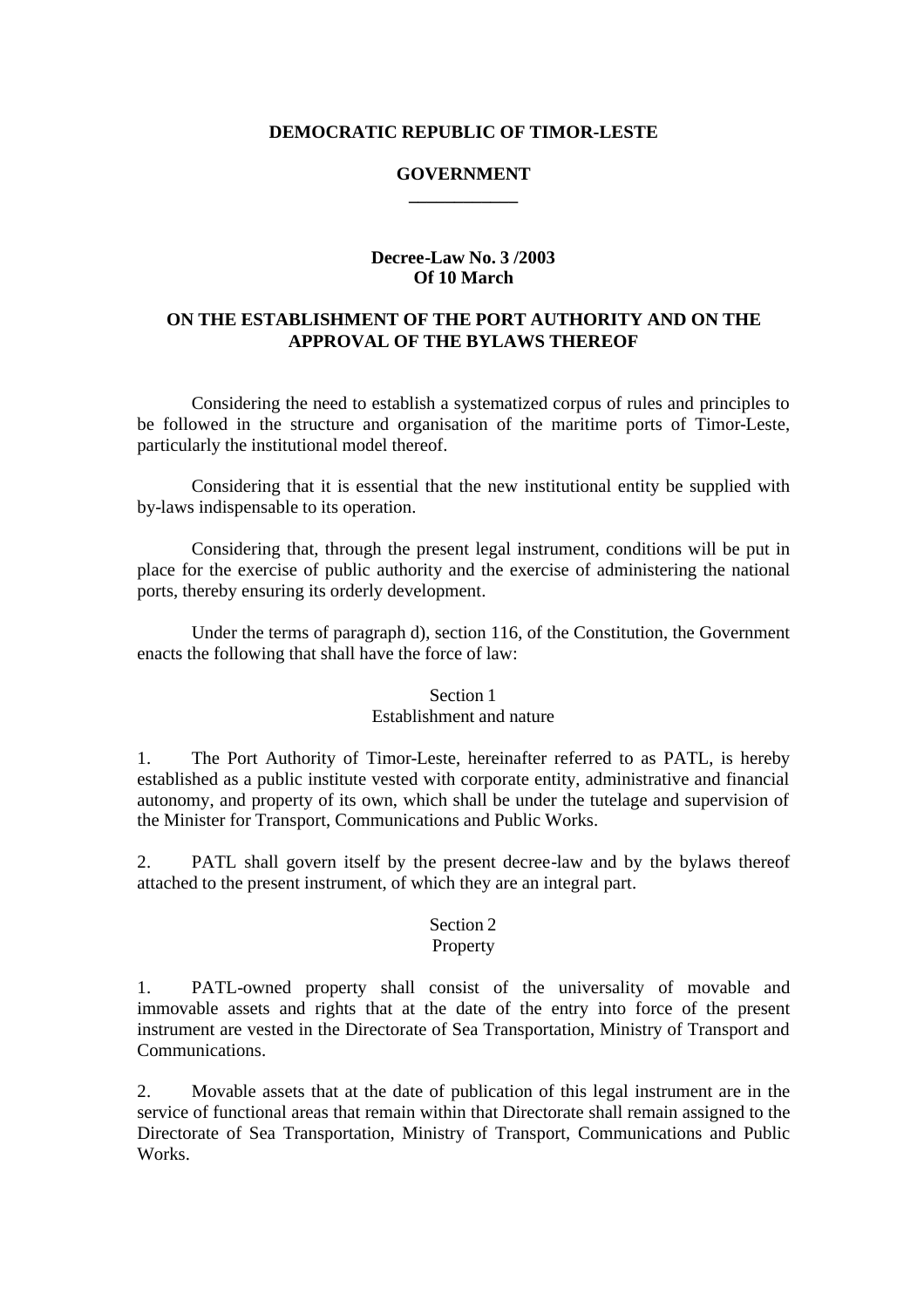**DEMOCRATIC REPUBLIC OF TIMOR-LESTE**

**GOVERNMENT**

---

**Decree-Law No. 3 /2003**
**Of 10 March**

# ON THE ESTABLISHMENT OF THE PORT AUTHORITY AND ON THE APPROVAL OF THE BYLAWS THEREOF

Considering the need to establish a systematized corpus of rules and principles to be followed in the structure and organisation of the maritime ports of Timor-Leste, particularly the institutional model thereof.

Considering that it is essential that the new institutional entity be supplied with by-laws indispensable to its operation.

Considering that, through the present legal instrument, conditions will be put in place for the exercise of public authority and the exercise of administering the national ports, thereby ensuring its orderly development.

Under the terms of paragraph d), section 116, of the Constitution, the Government enacts the following that shall have the force of law:

## Section 1
## Establishment and nature

1. The Port Authority of Timor-Leste, hereinafter referred to as PATL, is hereby established as a public institute vested with corporate entity, administrative and financial autonomy, and property of its own, which shall be under the tutelage and supervision of the Minister for Transport, Communications and Public Works.

2. PATL shall govern itself by the present decree-law and by the bylaws thereof attached to the present instrument, of which they are an integral part.

## Section 2
## Property

1. PATL-owned property shall consist of the universality of movable and immovable assets and rights that at the date of the entry into force of the present instrument are vested in the Directorate of Sea Transportation, Ministry of Transport and Communications.

2. Movable assets that at the date of publication of this legal instrument are in the service of functional areas that remain within that Directorate shall remain assigned to the Directorate of Sea Transportation, Ministry of Transport, Communications and Public Works.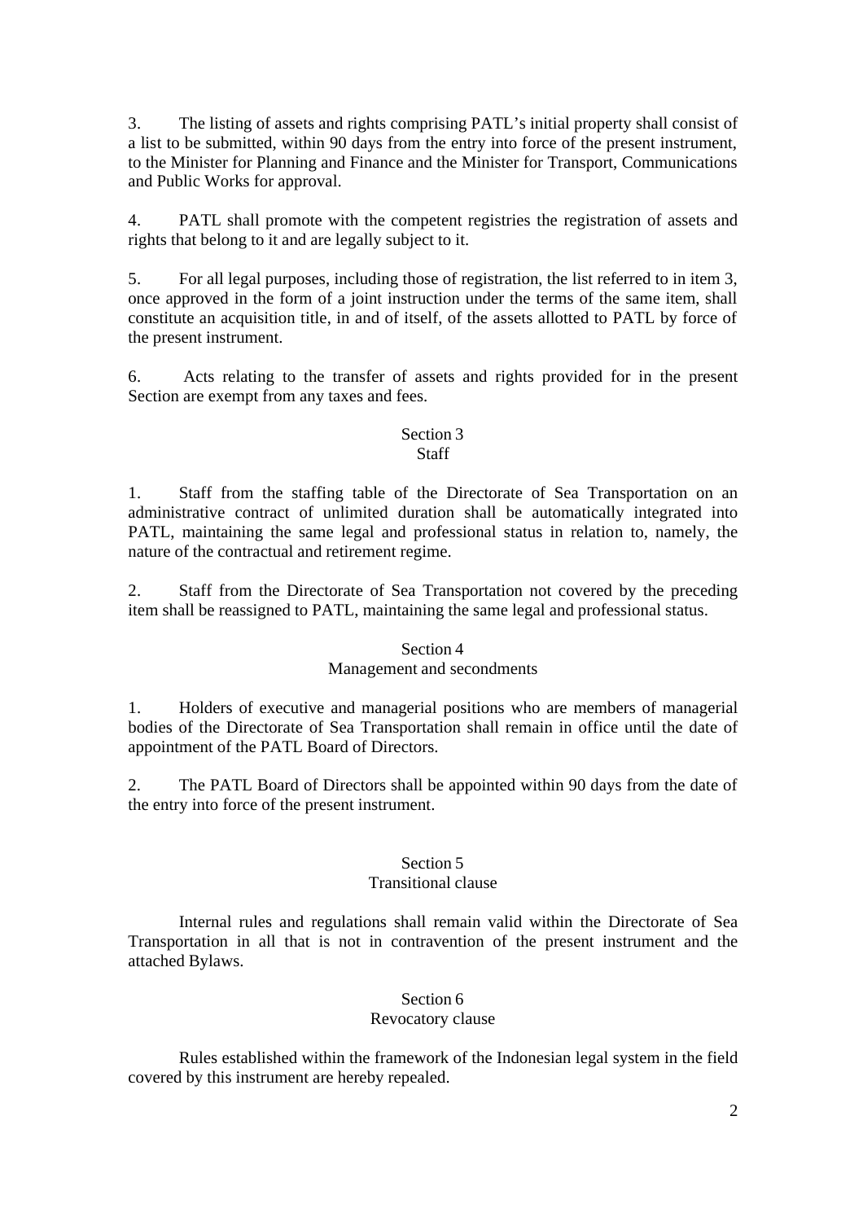3. The listing of assets and rights comprising PATL's initial property shall consist of a list to be submitted, within 90 days from the entry into force of the present instrument, to the Minister for Planning and Finance and the Minister for Transport, Communications and Public Works for approval.

4. PATL shall promote with the competent registries the registration of assets and rights that belong to it and are legally subject to it.

5. For all legal purposes, including those of registration, the list referred to in item 3, once approved in the form of a joint instruction under the terms of the same item, shall constitute an acquisition title, in and of itself, of the assets allotted to PATL by force of the present instrument.

6. Acts relating to the transfer of assets and rights provided for in the present Section are exempt from any taxes and fees.

## Section 3
## Staff

1. Staff from the staffing table of the Directorate of Sea Transportation on an administrative contract of unlimited duration shall be automatically integrated into PATL, maintaining the same legal and professional status in relation to, namely, the nature of the contractual and retirement regime.

2. Staff from the Directorate of Sea Transportation not covered by the preceding item shall be reassigned to PATL, maintaining the same legal and professional status.

## Section 4
## Management and secondments

1. Holders of executive and managerial positions who are members of managerial bodies of the Directorate of Sea Transportation shall remain in office until the date of appointment of the PATL Board of Directors.

2. The PATL Board of Directors shall be appointed within 90 days from the date of the entry into force of the present instrument.

## Section 5
## Transitional clause

Internal rules and regulations shall remain valid within the Directorate of Sea Transportation in all that is not in contravention of the present instrument and the attached Bylaws.

## Section 6
## Revocatory clause

Rules established within the framework of the Indonesian legal system in the field covered by this instrument are hereby repealed.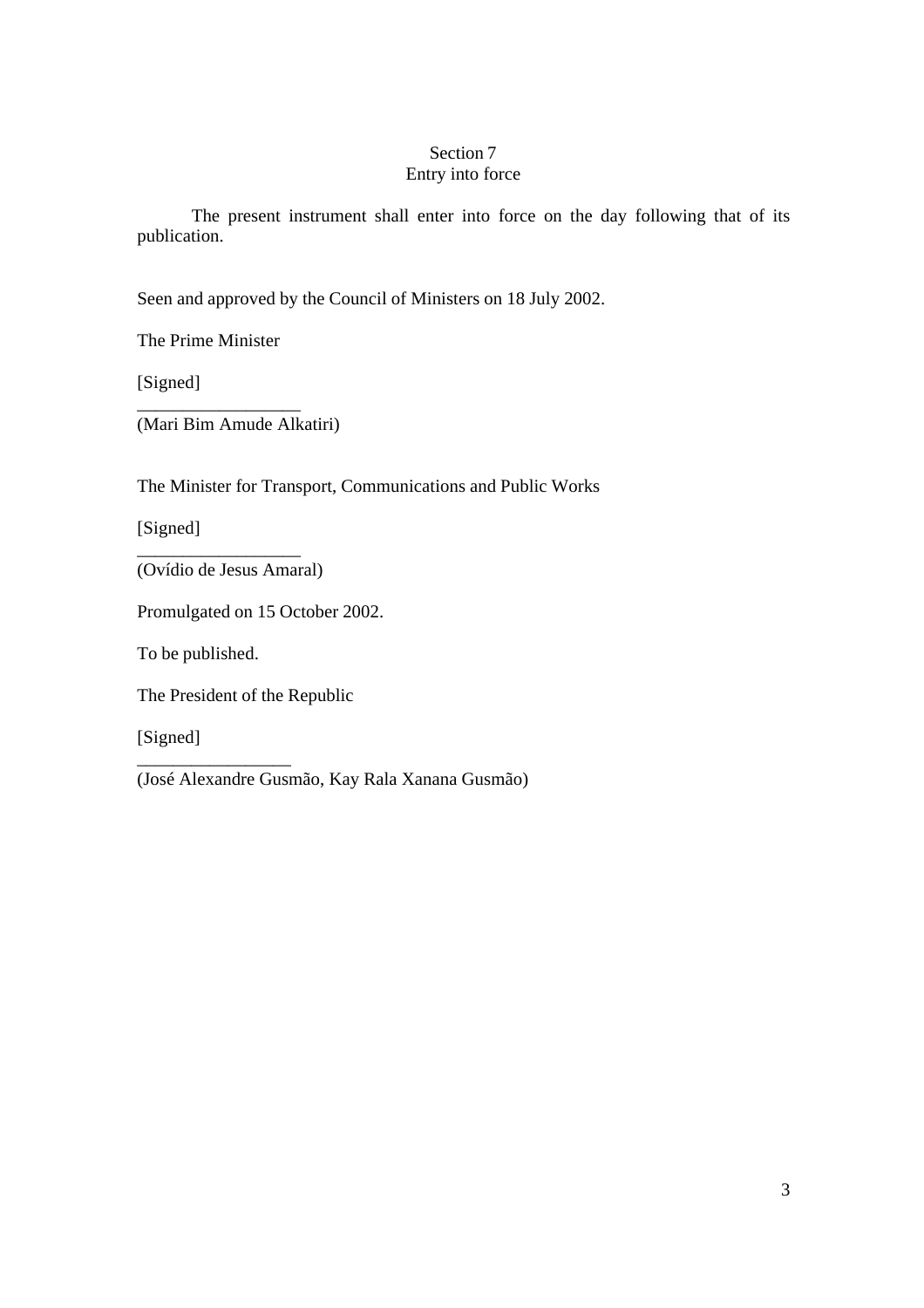## Section 7
## Entry into force

The present instrument shall enter into force on the day following that of its publication.

Seen and approved by the Council of Ministers on 18 July 2002.

The Prime Minister

[Signed]

_________________
(Mari Bim Amude Alkatiri)

The Minister for Transport, Communications and Public Works

[Signed]

_________________
(Ovídio de Jesus Amaral)

Promulgated on 15 October 2002.

To be published.

The President of the Republic

[Signed]

________________
(José Alexandre Gusmão, Kay Rala Xanana Gusmão)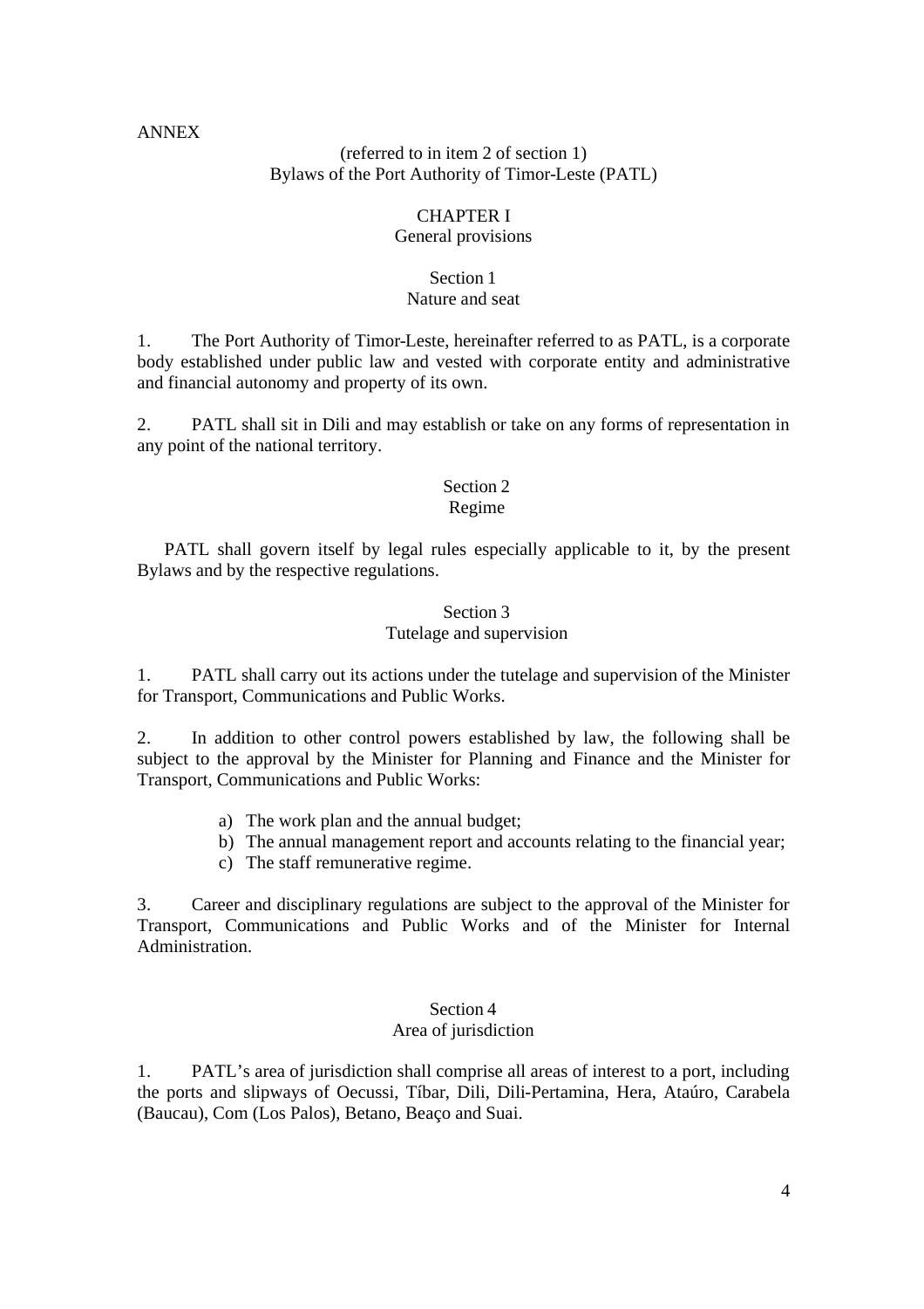ANNEX

(referred to in item 2 of section 1)
Bylaws of the Port Authority of Timor-Leste (PATL)

# CHAPTER I
# General provisions

## Section 1
## Nature and seat

1. The Port Authority of Timor-Leste, hereinafter referred to as PATL, is a corporate body established under public law and vested with corporate entity and administrative and financial autonomy and property of its own.

2. PATL shall sit in Dili and may establish or take on any forms of representation in any point of the national territory.

## Section 2
## Regime

PATL shall govern itself by legal rules especially applicable to it, by the present Bylaws and by the respective regulations.

## Section 3
## Tutelage and supervision

1. PATL shall carry out its actions under the tutelage and supervision of the Minister for Transport, Communications and Public Works.

2. In addition to other control powers established by law, the following shall be subject to the approval by the Minister for Planning and Finance and the Minister for Transport, Communications and Public Works:

   a) The work plan and the annual budget;
   b) The annual management report and accounts relating to the financial year;
   c) The staff remunerative regime.

3. Career and disciplinary regulations are subject to the approval of the Minister for Transport, Communications and Public Works and of the Minister for Internal Administration.

## Section 4
## Area of jurisdiction

1. PATL's area of jurisdiction shall comprise all areas of interest to a port, including the ports and slipways of Oecussi, Tíbar, Dili, Dili-Pertamina, Hera, Ataúro, Carabela (Baucau), Com (Los Palos), Betano, Beaço and Suai.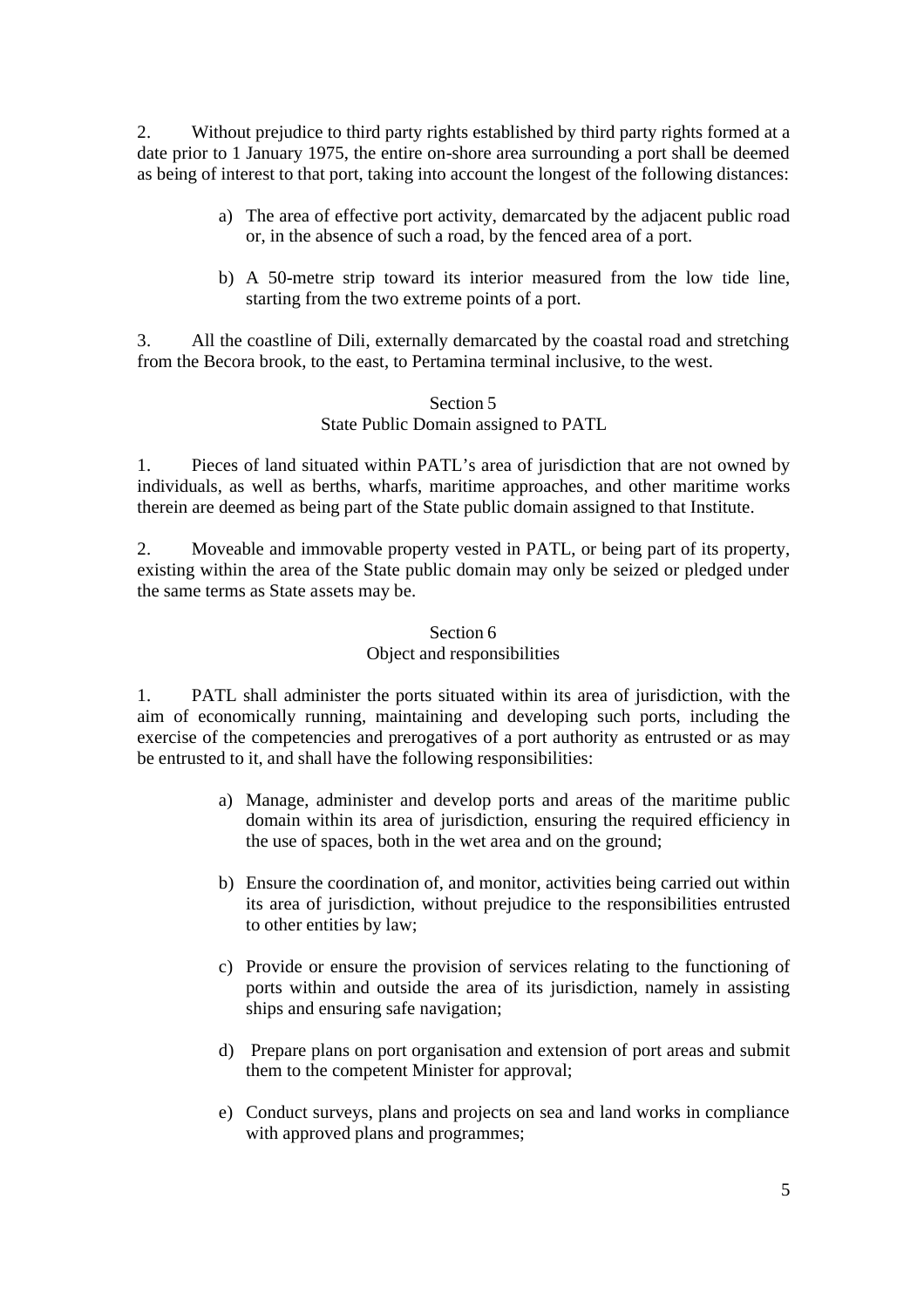2. Without prejudice to third party rights established by third party rights formed at a date prior to 1 January 1975, the entire on-shore area surrounding a port shall be deemed as being of interest to that port, taking into account the longest of the following distances:

a) The area of effective port activity, demarcated by the adjacent public road or, in the absence of such a road, by the fenced area of a port.

b) A 50-metre strip toward its interior measured from the low tide line, starting from the two extreme points of a port.

3. All the coastline of Dili, externally demarcated by the coastal road and stretching from the Becora brook, to the east, to Pertamina terminal inclusive, to the west.

### Section 5
### State Public Domain assigned to PATL

1. Pieces of land situated within PATL's area of jurisdiction that are not owned by individuals, as well as berths, wharfs, maritime approaches, and other maritime works therein are deemed as being part of the State public domain assigned to that Institute.

2. Moveable and immovable property vested in PATL, or being part of its property, existing within the area of the State public domain may only be seized or pledged under the same terms as State assets may be.

### Section 6
### Object and responsibilities

1. PATL shall administer the ports situated within its area of jurisdiction, with the aim of economically running, maintaining and developing such ports, including the exercise of the competencies and prerogatives of a port authority as entrusted or as may be entrusted to it, and shall have the following responsibilities:

a) Manage, administer and develop ports and areas of the maritime public domain within its area of jurisdiction, ensuring the required efficiency in the use of spaces, both in the wet area and on the ground;

b) Ensure the coordination of, and monitor, activities being carried out within its area of jurisdiction, without prejudice to the responsibilities entrusted to other entities by law;

c) Provide or ensure the provision of services relating to the functioning of ports within and outside the area of its jurisdiction, namely in assisting ships and ensuring safe navigation;

d) Prepare plans on port organisation and extension of port areas and submit them to the competent Minister for approval;

e) Conduct surveys, plans and projects on sea and land works in compliance with approved plans and programmes;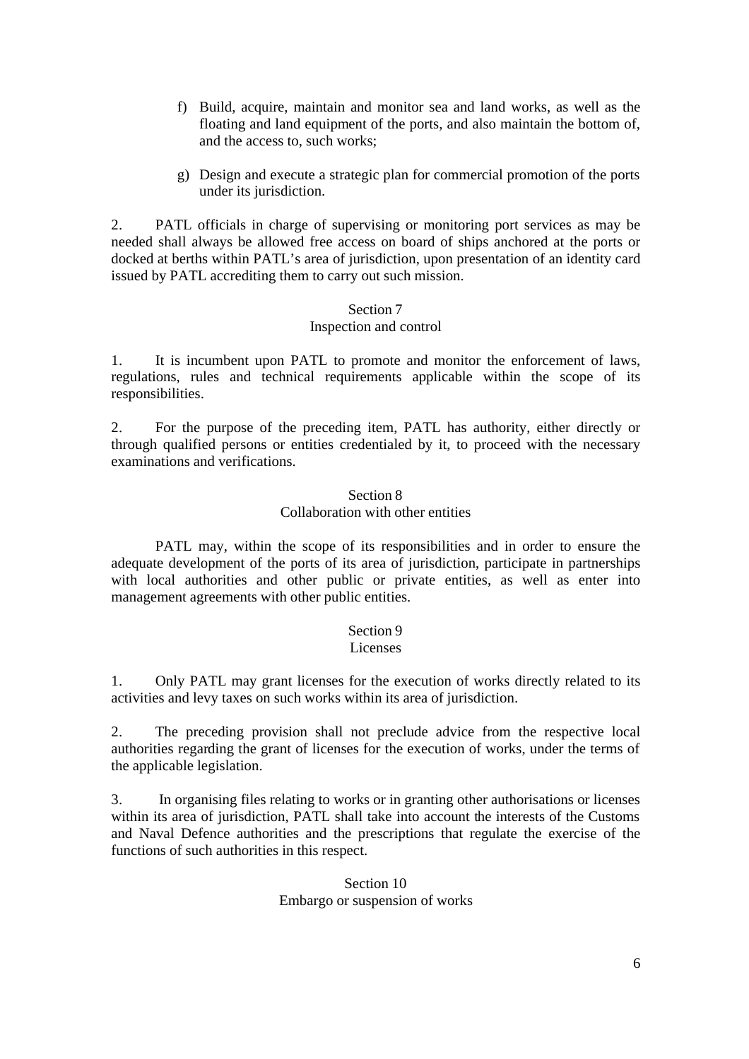f) Build, acquire, maintain and monitor sea and land works, as well as the floating and land equipment of the ports, and also maintain the bottom of, and the access to, such works;

g) Design and execute a strategic plan for commercial promotion of the ports under its jurisdiction.

2. PATL officials in charge of supervising or monitoring port services as may be needed shall always be allowed free access on board of ships anchored at the ports or docked at berths within PATL's area of jurisdiction, upon presentation of an identity card issued by PATL accrediting them to carry out such mission.

### Section 7
### Inspection and control

1. It is incumbent upon PATL to promote and monitor the enforcement of laws, regulations, rules and technical requirements applicable within the scope of its responsibilities.

2. For the purpose of the preceding item, PATL has authority, either directly or through qualified persons or entities credentialed by it, to proceed with the necessary examinations and verifications.

### Section 8
### Collaboration with other entities

PATL may, within the scope of its responsibilities and in order to ensure the adequate development of the ports of its area of jurisdiction, participate in partnerships with local authorities and other public or private entities, as well as enter into management agreements with other public entities.

### Section 9
### Licenses

1. Only PATL may grant licenses for the execution of works directly related to its activities and levy taxes on such works within its area of jurisdiction.

2. The preceding provision shall not preclude advice from the respective local authorities regarding the grant of licenses for the execution of works, under the terms of the applicable legislation.

3. In organising files relating to works or in granting other authorisations or licenses within its area of jurisdiction, PATL shall take into account the interests of the Customs and Naval Defence authorities and the prescriptions that regulate the exercise of the functions of such authorities in this respect.

### Section 10
### Embargo or suspension of works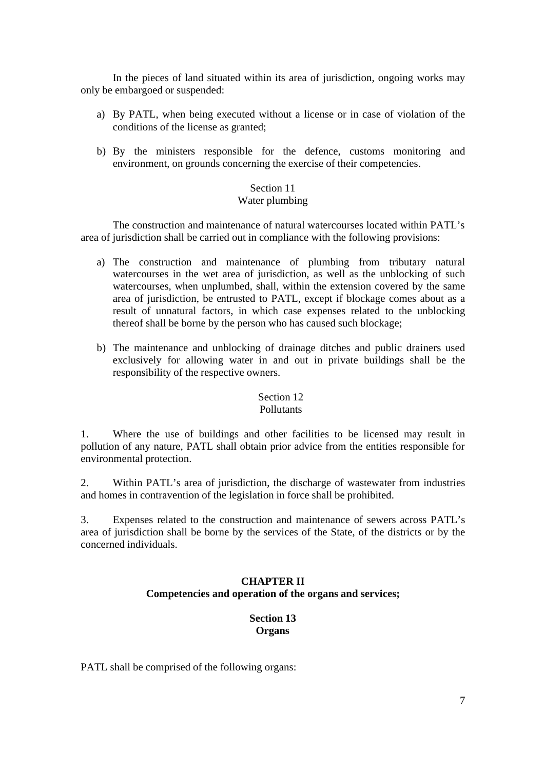In the pieces of land situated within its area of jurisdiction, ongoing works may only be embargoed or suspended:

a) By PATL, when being executed without a license or in case of violation of the conditions of the license as granted;

b) By the ministers responsible for the defence, customs monitoring and environment, on grounds concerning the exercise of their competencies.

Section 11
Water plumbing

The construction and maintenance of natural watercourses located within PATL's area of jurisdiction shall be carried out in compliance with the following provisions:

a) The construction and maintenance of plumbing from tributary natural watercourses in the wet area of jurisdiction, as well as the unblocking of such watercourses, when unplumbed, shall, within the extension covered by the same area of jurisdiction, be entrusted to PATL, except if blockage comes about as a result of unnatural factors, in which case expenses related to the unblocking thereof shall be borne by the person who has caused such blockage;

b) The maintenance and unblocking of drainage ditches and public drainers used exclusively for allowing water in and out in private buildings shall be the responsibility of the respective owners.

Section 12
Pollutants

1. Where the use of buildings and other facilities to be licensed may result in pollution of any nature, PATL shall obtain prior advice from the entities responsible for environmental protection.

2. Within PATL's area of jurisdiction, the discharge of wastewater from industries and homes in contravention of the legislation in force shall be prohibited.

3. Expenses related to the construction and maintenance of sewers across PATL's area of jurisdiction shall be borne by the services of the State, of the districts or by the concerned individuals.

## CHAPTER II
## Competencies and operation of the organs and services;

### Section 13
### Organs

PATL shall be comprised of the following organs: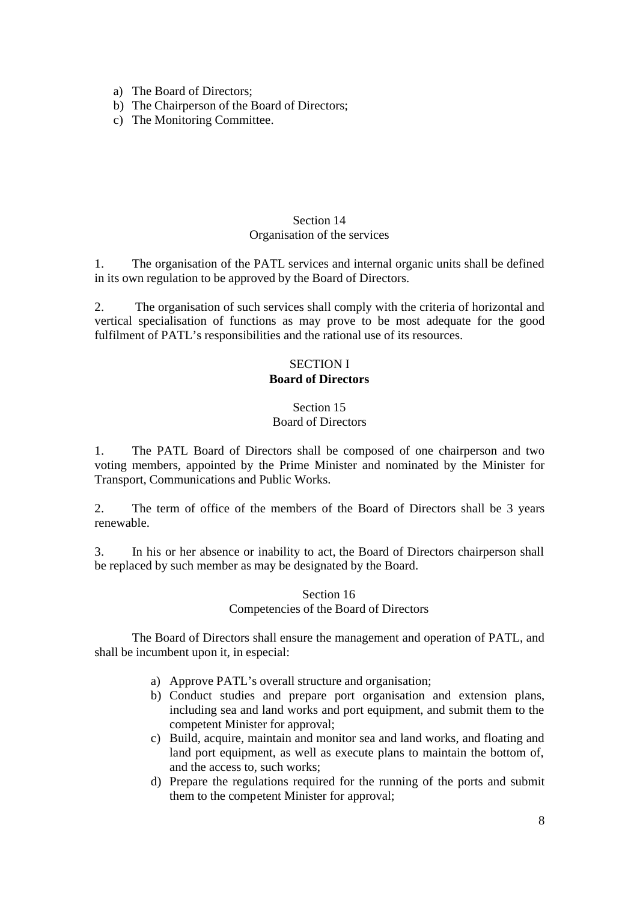a) The Board of Directors;
b) The Chairperson of the Board of Directors;
c) The Monitoring Committee.

Section 14
Organisation of the services

1. The organisation of the PATL services and internal organic units shall be defined in its own regulation to be approved by the Board of Directors.

2. The organisation of such services shall comply with the criteria of horizontal and vertical specialisation of functions as may prove to be most adequate for the good fulfilment of PATL's responsibilities and the rational use of its resources.

## SECTION I
## **Board of Directors**

Section 15
Board of Directors

1. The PATL Board of Directors shall be composed of one chairperson and two voting members, appointed by the Prime Minister and nominated by the Minister for Transport, Communications and Public Works.

2. The term of office of the members of the Board of Directors shall be 3 years renewable.

3. In his or her absence or inability to act, the Board of Directors chairperson shall be replaced by such member as may be designated by the Board.

Section 16
Competencies of the Board of Directors

The Board of Directors shall ensure the management and operation of PATL, and shall be incumbent upon it, in especial:

a) Approve PATL's overall structure and organisation;
b) Conduct studies and prepare port organisation and extension plans, including sea and land works and port equipment, and submit them to the competent Minister for approval;
c) Build, acquire, maintain and monitor sea and land works, and floating and land port equipment, as well as execute plans to maintain the bottom of, and the access to, such works;
d) Prepare the regulations required for the running of the ports and submit them to the competent Minister for approval;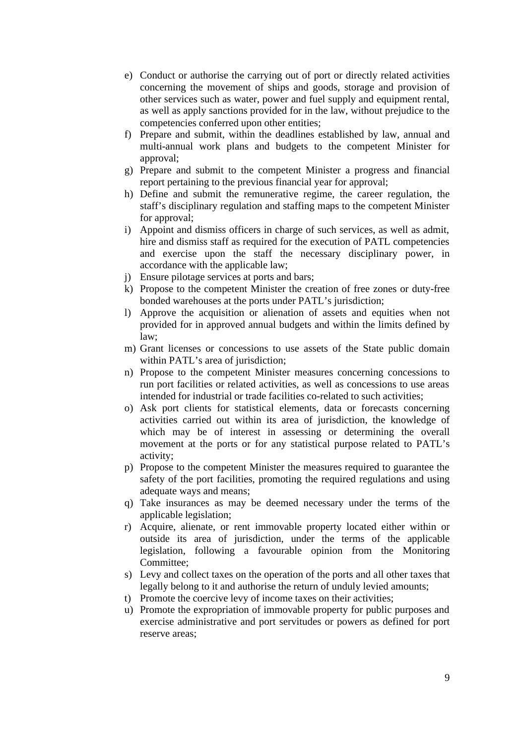e) Conduct or authorise the carrying out of port or directly related activities concerning the movement of ships and goods, storage and provision of other services such as water, power and fuel supply and equipment rental, as well as apply sanctions provided for in the law, without prejudice to the competencies conferred upon other entities;
f) Prepare and submit, within the deadlines established by law, annual and multi-annual work plans and budgets to the competent Minister for approval;
g) Prepare and submit to the competent Minister a progress and financial report pertaining to the previous financial year for approval;
h) Define and submit the remunerative regime, the career regulation, the staff's disciplinary regulation and staffing maps to the competent Minister for approval;
i) Appoint and dismiss officers in charge of such services, as well as admit, hire and dismiss staff as required for the execution of PATL competencies and exercise upon the staff the necessary disciplinary power, in accordance with the applicable law;
j) Ensure pilotage services at ports and bars;
k) Propose to the competent Minister the creation of free zones or duty-free bonded warehouses at the ports under PATL's jurisdiction;
l) Approve the acquisition or alienation of assets and equities when not provided for in approved annual budgets and within the limits defined by law;
m) Grant licenses or concessions to use assets of the State public domain within PATL's area of jurisdiction;
n) Propose to the competent Minister measures concerning concessions to run port facilities or related activities, as well as concessions to use areas intended for industrial or trade facilities co-related to such activities;
o) Ask port clients for statistical elements, data or forecasts concerning activities carried out within its area of jurisdiction, the knowledge of which may be of interest in assessing or determining the overall movement at the ports or for any statistical purpose related to PATL's activity;
p) Propose to the competent Minister the measures required to guarantee the safety of the port facilities, promoting the required regulations and using adequate ways and means;
q) Take insurances as may be deemed necessary under the terms of the applicable legislation;
r) Acquire, alienate, or rent immovable property located either within or outside its area of jurisdiction, under the terms of the applicable legislation, following a favourable opinion from the Monitoring Committee;
s) Levy and collect taxes on the operation of the ports and all other taxes that legally belong to it and authorise the return of unduly levied amounts;
t) Promote the coercive levy of income taxes on their activities;
u) Promote the expropriation of immovable property for public purposes and exercise administrative and port servitudes or powers as defined for port reserve areas;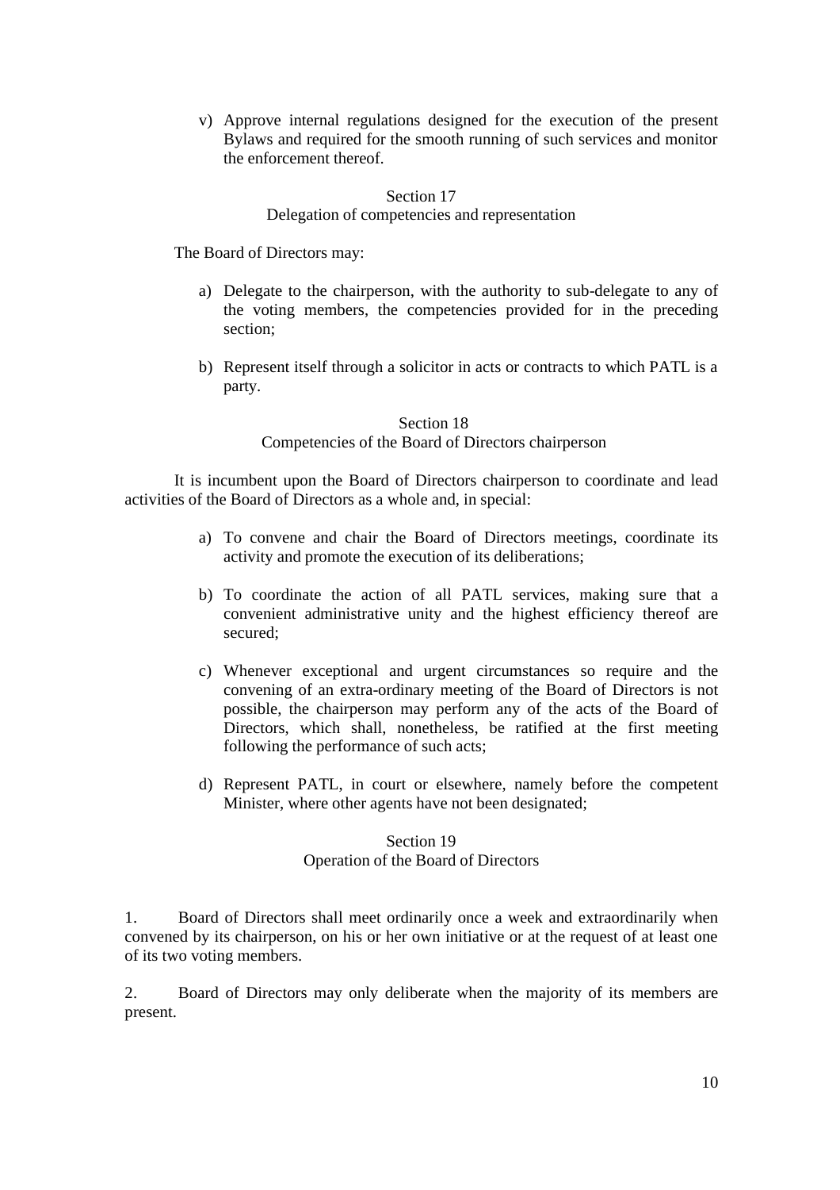v) Approve internal regulations designed for the execution of the present Bylaws and required for the smooth running of such services and monitor the enforcement thereof.

### Section 17
### Delegation of competencies and representation

The Board of Directors may:

a) Delegate to the chairperson, with the authority to sub-delegate to any of the voting members, the competencies provided for in the preceding section;

b) Represent itself through a solicitor in acts or contracts to which PATL is a party.

### Section 18
### Competencies of the Board of Directors chairperson

It is incumbent upon the Board of Directors chairperson to coordinate and lead activities of the Board of Directors as a whole and, in special:

a) To convene and chair the Board of Directors meetings, coordinate its activity and promote the execution of its deliberations;

b) To coordinate the action of all PATL services, making sure that a convenient administrative unity and the highest efficiency thereof are secured;

c) Whenever exceptional and urgent circumstances so require and the convening of an extra-ordinary meeting of the Board of Directors is not possible, the chairperson may perform any of the acts of the Board of Directors, which shall, nonetheless, be ratified at the first meeting following the performance of such acts;

d) Represent PATL, in court or elsewhere, namely before the competent Minister, where other agents have not been designated;

### Section 19
### Operation of the Board of Directors

1. Board of Directors shall meet ordinarily once a week and extraordinarily when convened by its chairperson, on his or her own initiative or at the request of at least one of its two voting members.

2. Board of Directors may only deliberate when the majority of its members are present.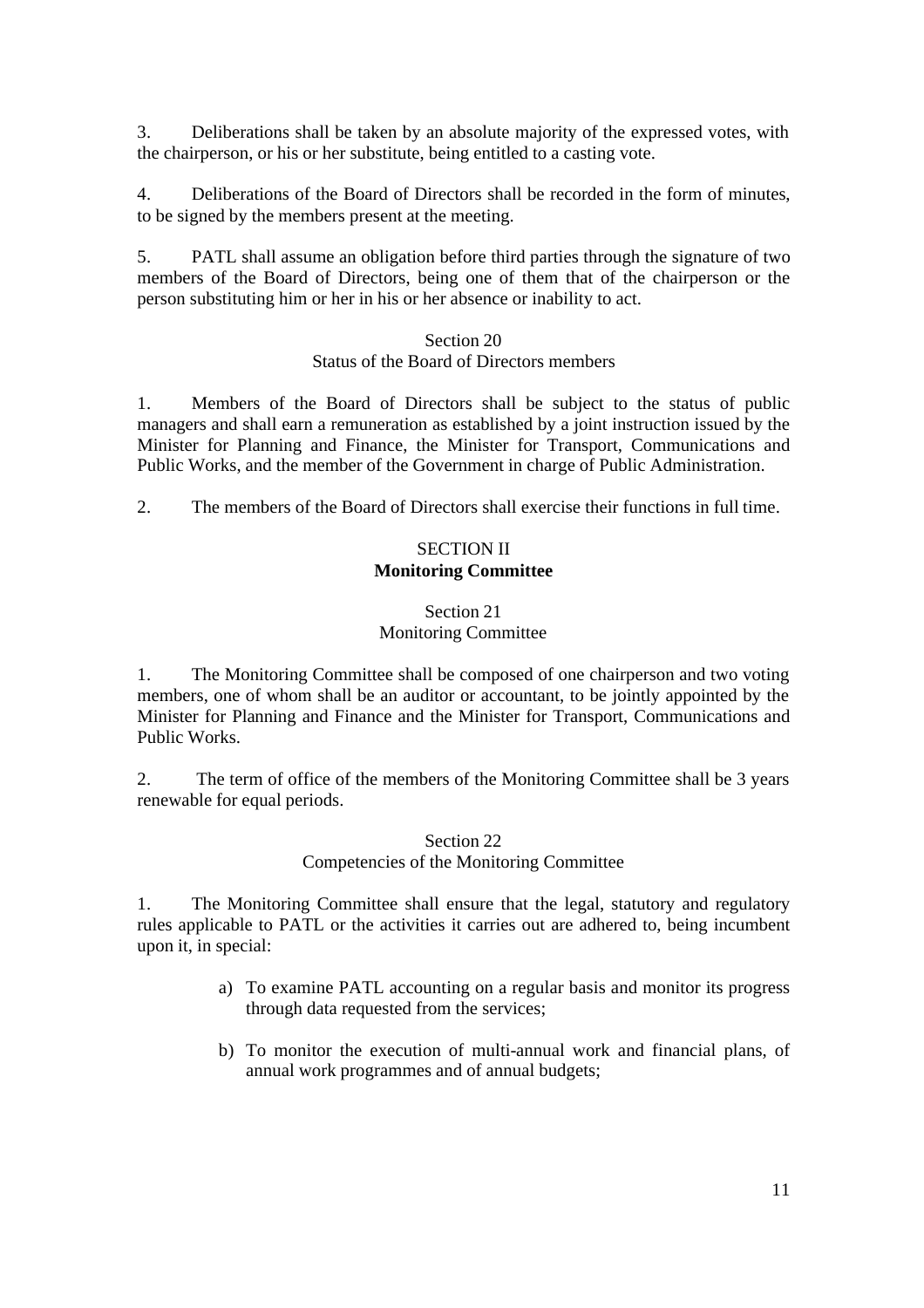3. Deliberations shall be taken by an absolute majority of the expressed votes, with the chairperson, or his or her substitute, being entitled to a casting vote.

4. Deliberations of the Board of Directors shall be recorded in the form of minutes, to be signed by the members present at the meeting.

5. PATL shall assume an obligation before third parties through the signature of two members of the Board of Directors, being one of them that of the chairperson or the person substituting him or her in his or her absence or inability to act.

### Section 20
### Status of the Board of Directors members

1. Members of the Board of Directors shall be subject to the status of public managers and shall earn a remuneration as established by a joint instruction issued by the Minister for Planning and Finance, the Minister for Transport, Communications and Public Works, and the member of the Government in charge of Public Administration.

2. The members of the Board of Directors shall exercise their functions in full time.

## SECTION II
## **Monitoring Committee**

### Section 21
### Monitoring Committee

1. The Monitoring Committee shall be composed of one chairperson and two voting members, one of whom shall be an auditor or accountant, to be jointly appointed by the Minister for Planning and Finance and the Minister for Transport, Communications and Public Works.

2. The term of office of the members of the Monitoring Committee shall be 3 years renewable for equal periods.

### Section 22
### Competencies of the Monitoring Committee

1. The Monitoring Committee shall ensure that the legal, statutory and regulatory rules applicable to PATL or the activities it carries out are adhered to, being incumbent upon it, in special:

   a) To examine PATL accounting on a regular basis and monitor its progress through data requested from the services;

   b) To monitor the execution of multi-annual work and financial plans, of annual work programmes and of annual budgets;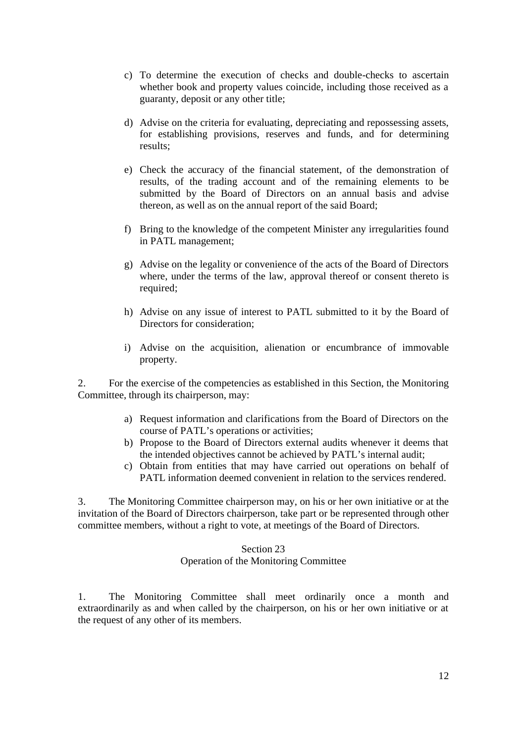c) To determine the execution of checks and double-checks to ascertain whether book and property values coincide, including those received as a guaranty, deposit or any other title;

d) Advise on the criteria for evaluating, depreciating and repossessing assets, for establishing provisions, reserves and funds, and for determining results;

e) Check the accuracy of the financial statement, of the demonstration of results, of the trading account and of the remaining elements to be submitted by the Board of Directors on an annual basis and advise thereon, as well as on the annual report of the said Board;

f) Bring to the knowledge of the competent Minister any irregularities found in PATL management;

g) Advise on the legality or convenience of the acts of the Board of Directors where, under the terms of the law, approval thereof or consent thereto is required;

h) Advise on any issue of interest to PATL submitted to it by the Board of Directors for consideration;

i) Advise on the acquisition, alienation or encumbrance of immovable property.

2. For the exercise of the competencies as established in this Section, the Monitoring Committee, through its chairperson, may:

a) Request information and clarifications from the Board of Directors on the course of PATL's operations or activities;
b) Propose to the Board of Directors external audits whenever it deems that the intended objectives cannot be achieved by PATL's internal audit;
c) Obtain from entities that may have carried out operations on behalf of PATL information deemed convenient in relation to the services rendered.

3. The Monitoring Committee chairperson may, on his or her own initiative or at the invitation of the Board of Directors chairperson, take part or be represented through other committee members, without a right to vote, at meetings of the Board of Directors.

## Section 23
## Operation of the Monitoring Committee

1. The Monitoring Committee shall meet ordinarily once a month and extraordinarily as and when called by the chairperson, on his or her own initiative or at the request of any other of its members.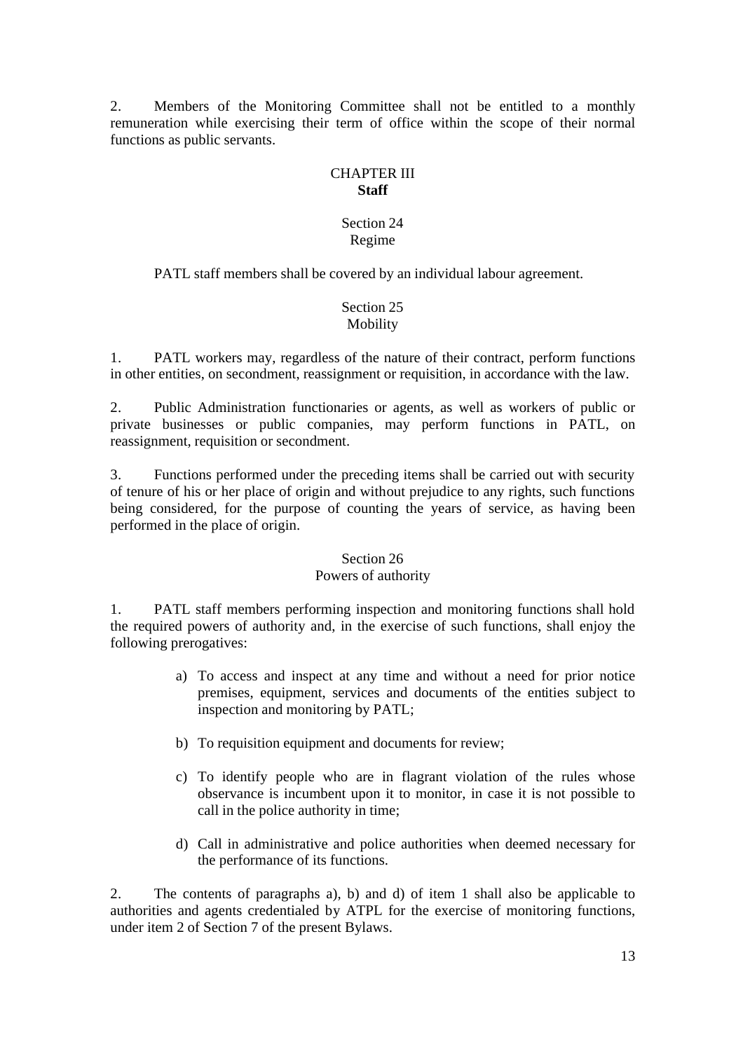2. Members of the Monitoring Committee shall not be entitled to a monthly remuneration while exercising their term of office within the scope of their normal functions as public servants.

## CHAPTER III
## **Staff**

### Section 24
### Regime

PATL staff members shall be covered by an individual labour agreement.

### Section 25
### Mobility

1. PATL workers may, regardless of the nature of their contract, perform functions in other entities, on secondment, reassignment or requisition, in accordance with the law.

2. Public Administration functionaries or agents, as well as workers of public or private businesses or public companies, may perform functions in PATL, on reassignment, requisition or secondment.

3. Functions performed under the preceding items shall be carried out with security of tenure of his or her place of origin and without prejudice to any rights, such functions being considered, for the purpose of counting the years of service, as having been performed in the place of origin.

### Section 26
### Powers of authority

1. PATL staff members performing inspection and monitoring functions shall hold the required powers of authority and, in the exercise of such functions, shall enjoy the following prerogatives:

   a) To access and inspect at any time and without a need for prior notice premises, equipment, services and documents of the entities subject to inspection and monitoring by PATL;

   b) To requisition equipment and documents for review;

   c) To identify people who are in flagrant violation of the rules whose observance is incumbent upon it to monitor, in case it is not possible to call in the police authority in time;

   d) Call in administrative and police authorities when deemed necessary for the performance of its functions.

2. The contents of paragraphs a), b) and d) of item 1 shall also be applicable to authorities and agents credentialed by ATPL for the exercise of monitoring functions, under item 2 of Section 7 of the present Bylaws.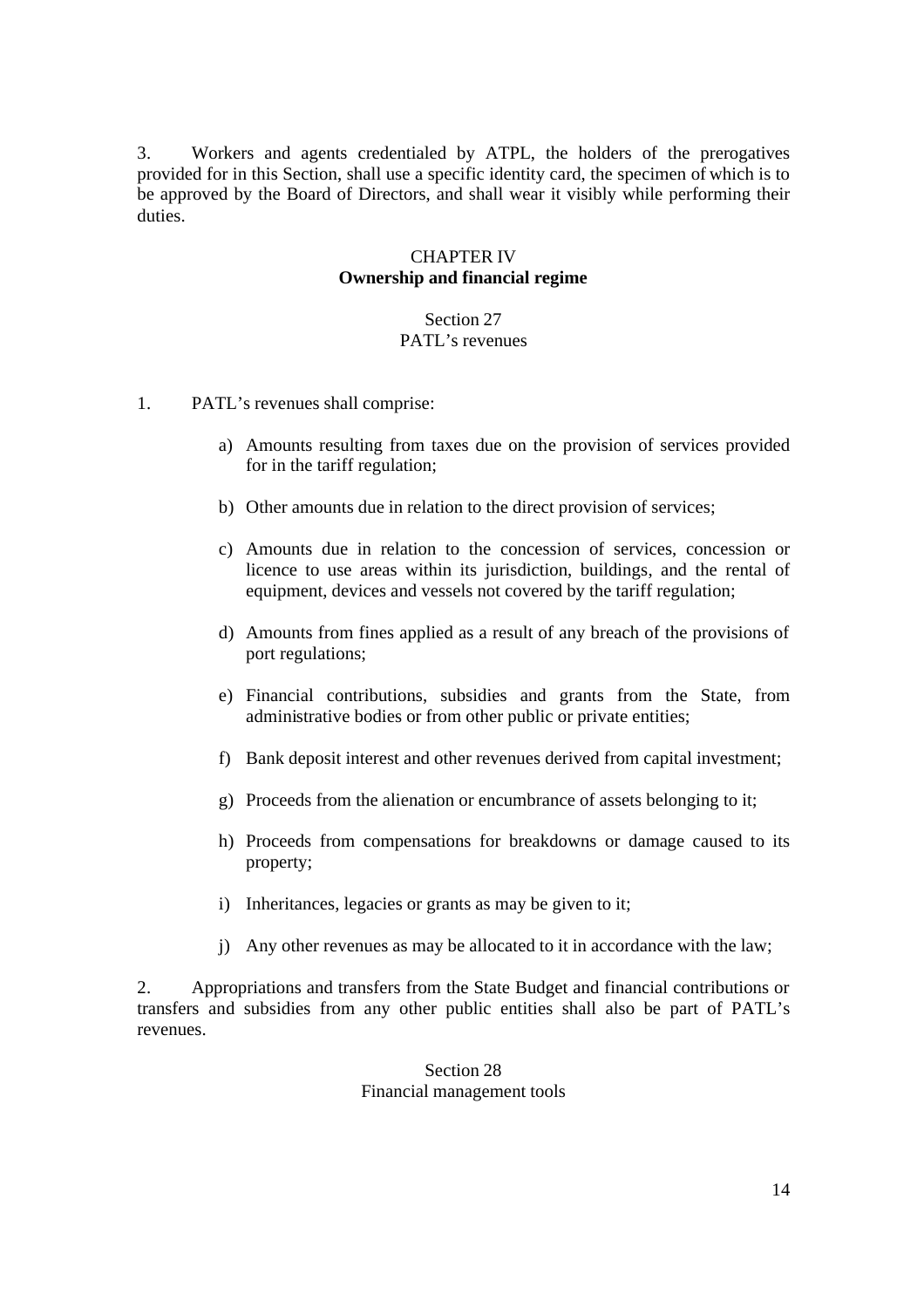3. Workers and agents credentialed by ATPL, the holders of the prerogatives provided for in this Section, shall use a specific identity card, the specimen of which is to be approved by the Board of Directors, and shall wear it visibly while performing their duties.

## CHAPTER IV
## Ownership and financial regime

### Section 27
### PATL's revenues

1. PATL's revenues shall comprise:

   a) Amounts resulting from taxes due on the provision of services provided for in the tariff regulation;

   b) Other amounts due in relation to the direct provision of services;

   c) Amounts due in relation to the concession of services, concession or licence to use areas within its jurisdiction, buildings, and the rental of equipment, devices and vessels not covered by the tariff regulation;

   d) Amounts from fines applied as a result of any breach of the provisions of port regulations;

   e) Financial contributions, subsidies and grants from the State, from administrative bodies or from other public or private entities;

   f) Bank deposit interest and other revenues derived from capital investment;

   g) Proceeds from the alienation or encumbrance of assets belonging to it;

   h) Proceeds from compensations for breakdowns or damage caused to its property;

   i) Inheritances, legacies or grants as may be given to it;

   j) Any other revenues as may be allocated to it in accordance with the law;

2. Appropriations and transfers from the State Budget and financial contributions or transfers and subsidies from any other public entities shall also be part of PATL's revenues.

### Section 28
### Financial management tools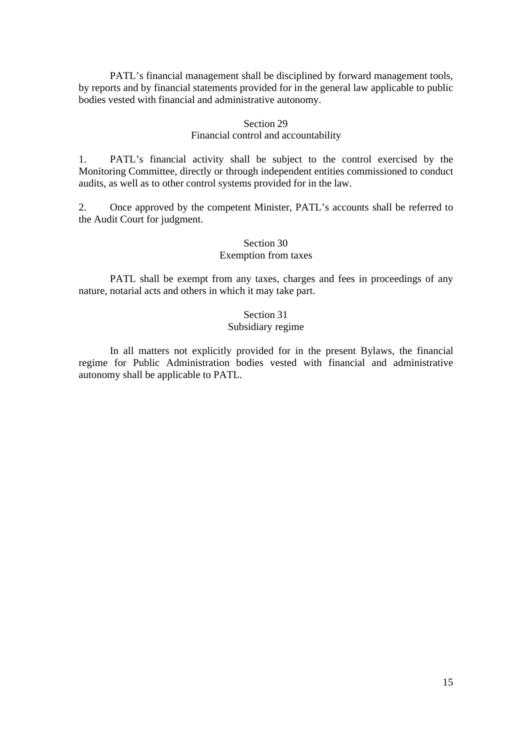PATL's financial management shall be disciplined by forward management tools, by reports and by financial statements provided for in the general law applicable to public bodies vested with financial and administrative autonomy.

### Section 29
### Financial control and accountability

1. PATL's financial activity shall be subject to the control exercised by the Monitoring Committee, directly or through independent entities commissioned to conduct audits, as well as to other control systems provided for in the law.

2. Once approved by the competent Minister, PATL's accounts shall be referred to the Audit Court for judgment.

### Section 30
### Exemption from taxes

PATL shall be exempt from any taxes, charges and fees in proceedings of any nature, notarial acts and others in which it may take part.

### Section 31
### Subsidiary regime

In all matters not explicitly provided for in the present Bylaws, the financial regime for Public Administration bodies vested with financial and administrative autonomy shall be applicable to PATL.